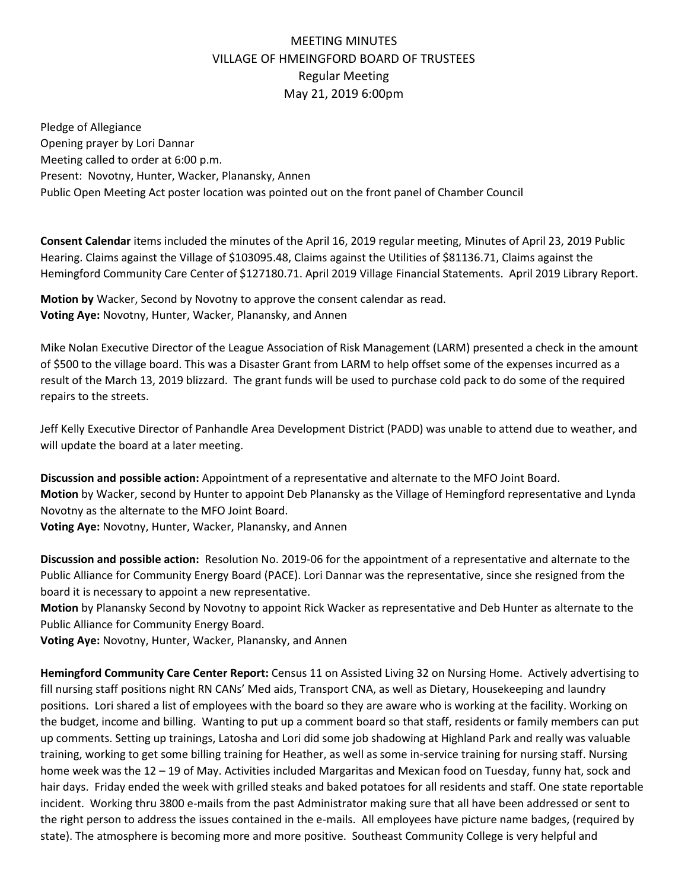# MEETING MINUTES
## VILLAGE OF HMEINGFORD BOARD OF TRUSTEES
### Regular Meeting
### May 21, 2019 6:00pm

Pledge of Allegiance
Opening prayer by Lori Dannar
Meeting called to order at 6:00 p.m.
Present: Novotny, Hunter, Wacker, Planansky, Annen
Public Open Meeting Act poster location was pointed out on the front panel of Chamber Council

**Consent Calendar** items included the minutes of the April 16, 2019 regular meeting, Minutes of April 23, 2019 Public Hearing. Claims against the Village of $103095.48, Claims against the Utilities of $81136.71, Claims against the Hemingford Community Care Center of $127180.71. April 2019 Village Financial Statements. April 2019 Library Report.

**Motion by** Wacker, Second by Novotny to approve the consent calendar as read.
**Voting Aye:** Novotny, Hunter, Wacker, Planansky, and Annen

Mike Nolan Executive Director of the League Association of Risk Management (LARM) presented a check in the amount of $500 to the village board. This was a Disaster Grant from LARM to help offset some of the expenses incurred as a result of the March 13, 2019 blizzard. The grant funds will be used to purchase cold pack to do some of the required repairs to the streets.

Jeff Kelly Executive Director of Panhandle Area Development District (PADD) was unable to attend due to weather, and will update the board at a later meeting.

**Discussion and possible action:** Appointment of a representative and alternate to the MFO Joint Board.
**Motion** by Wacker, second by Hunter to appoint Deb Planansky as the Village of Hemingford representative and Lynda Novotny as the alternate to the MFO Joint Board.
**Voting Aye:** Novotny, Hunter, Wacker, Planansky, and Annen

**Discussion and possible action:** Resolution No. 2019-06 for the appointment of a representative and alternate to the Public Alliance for Community Energy Board (PACE). Lori Dannar was the representative, since she resigned from the board it is necessary to appoint a new representative.
**Motion** by Planansky Second by Novotny to appoint Rick Wacker as representative and Deb Hunter as alternate to the Public Alliance for Community Energy Board.
**Voting Aye:** Novotny, Hunter, Wacker, Planansky, and Annen

**Hemingford Community Care Center Report:** Census 11 on Assisted Living 32 on Nursing Home. Actively advertising to fill nursing staff positions night RN CANs' Med aids, Transport CNA, as well as Dietary, Housekeeping and laundry positions. Lori shared a list of employees with the board so they are aware who is working at the facility. Working on the budget, income and billing. Wanting to put up a comment board so that staff, residents or family members can put up comments. Setting up trainings, Latosha and Lori did some job shadowing at Highland Park and really was valuable training, working to get some billing training for Heather, as well as some in-service training for nursing staff. Nursing home week was the 12 – 19 of May. Activities included Margaritas and Mexican food on Tuesday, funny hat, sock and hair days. Friday ended the week with grilled steaks and baked potatoes for all residents and staff. One state reportable incident. Working thru 3800 e-mails from the past Administrator making sure that all have been addressed or sent to the right person to address the issues contained in the e-mails. All employees have picture name badges, (required by state). The atmosphere is becoming more and more positive. Southeast Community College is very helpful and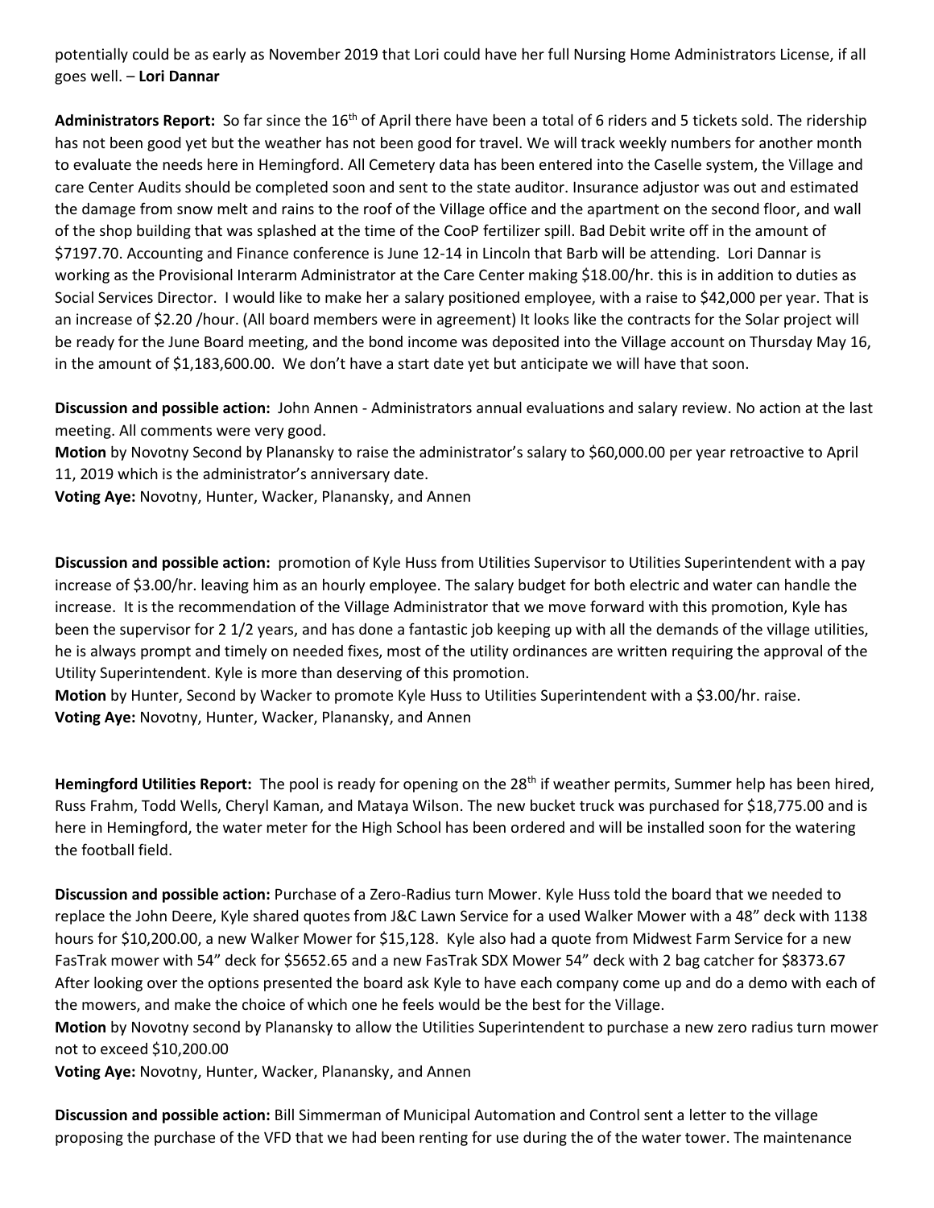potentially could be as early as November 2019 that Lori could have her full Nursing Home Administrators License, if all goes well. – **Lori Dannar**

**Administrators Report:** So far since the 16th of April there have been a total of 6 riders and 5 tickets sold. The ridership has not been good yet but the weather has not been good for travel. We will track weekly numbers for another month to evaluate the needs here in Hemingford. All Cemetery data has been entered into the Caselle system, the Village and care Center Audits should be completed soon and sent to the state auditor. Insurance adjustor was out and estimated the damage from snow melt and rains to the roof of the Village office and the apartment on the second floor, and wall of the shop building that was splashed at the time of the CooP fertilizer spill. Bad Debit write off in the amount of $7197.70. Accounting and Finance conference is June 12-14 in Lincoln that Barb will be attending. Lori Dannar is working as the Provisional Interarm Administrator at the Care Center making $18.00/hr. this is in addition to duties as Social Services Director. I would like to make her a salary positioned employee, with a raise to $42,000 per year. That is an increase of $2.20 /hour. (All board members were in agreement) It looks like the contracts for the Solar project will be ready for the June Board meeting, and the bond income was deposited into the Village account on Thursday May 16, in the amount of $1,183,600.00. We don't have a start date yet but anticipate we will have that soon.

**Discussion and possible action:** John Annen - Administrators annual evaluations and salary review. No action at the last meeting. All comments were very good.
**Motion** by Novotny Second by Planansky to raise the administrator's salary to $60,000.00 per year retroactive to April 11, 2019 which is the administrator's anniversary date.
**Voting Aye:** Novotny, Hunter, Wacker, Planansky, and Annen

**Discussion and possible action:** promotion of Kyle Huss from Utilities Supervisor to Utilities Superintendent with a pay increase of $3.00/hr. leaving him as an hourly employee. The salary budget for both electric and water can handle the increase. It is the recommendation of the Village Administrator that we move forward with this promotion, Kyle has been the supervisor for 2 1/2 years, and has done a fantastic job keeping up with all the demands of the village utilities, he is always prompt and timely on needed fixes, most of the utility ordinances are written requiring the approval of the Utility Superintendent. Kyle is more than deserving of this promotion.
**Motion** by Hunter, Second by Wacker to promote Kyle Huss to Utilities Superintendent with a $3.00/hr. raise.
**Voting Aye:** Novotny, Hunter, Wacker, Planansky, and Annen

**Hemingford Utilities Report:** The pool is ready for opening on the 28th if weather permits, Summer help has been hired, Russ Frahm, Todd Wells, Cheryl Kaman, and Mataya Wilson. The new bucket truck was purchased for $18,775.00 and is here in Hemingford, the water meter for the High School has been ordered and will be installed soon for the watering the football field.

**Discussion and possible action:** Purchase of a Zero-Radius turn Mower. Kyle Huss told the board that we needed to replace the John Deere, Kyle shared quotes from J&C Lawn Service for a used Walker Mower with a 48" deck with 1138 hours for $10,200.00, a new Walker Mower for $15,128. Kyle also had a quote from Midwest Farm Service for a new FasTrak mower with 54" deck for $5652.65 and a new FasTrak SDX Mower 54" deck with 2 bag catcher for $8373.67 After looking over the options presented the board ask Kyle to have each company come up and do a demo with each of the mowers, and make the choice of which one he feels would be the best for the Village.
**Motion** by Novotny second by Planansky to allow the Utilities Superintendent to purchase a new zero radius turn mower not to exceed $10,200.00
**Voting Aye:** Novotny, Hunter, Wacker, Planansky, and Annen

**Discussion and possible action:** Bill Simmerman of Municipal Automation and Control sent a letter to the village proposing the purchase of the VFD that we had been renting for use during the of the water tower. The maintenance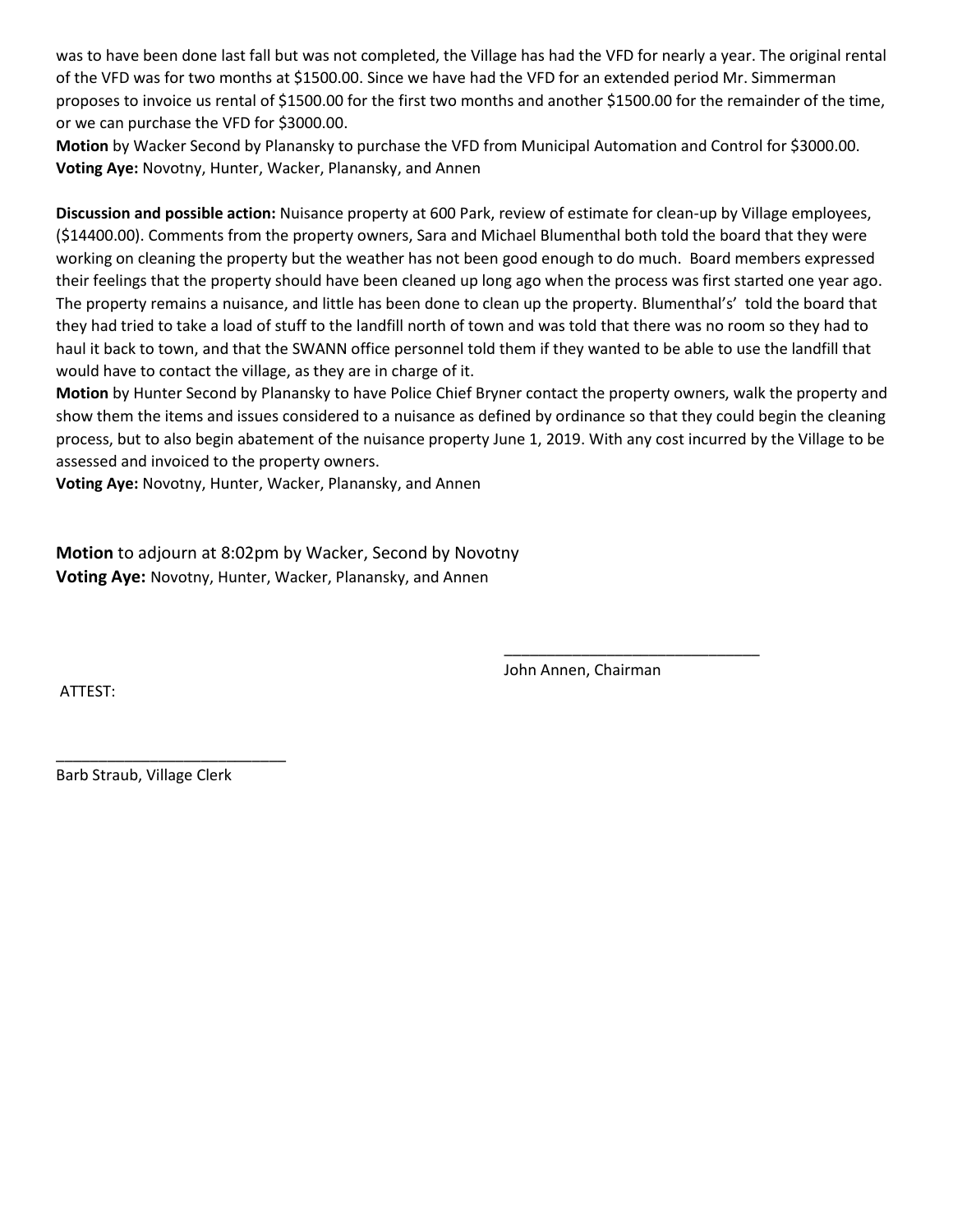was to have been done last fall but was not completed, the Village has had the VFD for nearly a year. The original rental of the VFD was for two months at $1500.00. Since we have had the VFD for an extended period Mr. Simmerman proposes to invoice us rental of $1500.00 for the first two months and another $1500.00 for the remainder of the time, or we can purchase the VFD for $3000.00.

**Motion** by Wacker Second by Planansky to purchase the VFD from Municipal Automation and Control for $3000.00.
**Voting Aye:** Novotny, Hunter, Wacker, Planansky, and Annen

**Discussion and possible action:** Nuisance property at 600 Park, review of estimate for clean-up by Village employees, ($14400.00). Comments from the property owners, Sara and Michael Blumenthal both told the board that they were working on cleaning the property but the weather has not been good enough to do much. Board members expressed their feelings that the property should have been cleaned up long ago when the process was first started one year ago. The property remains a nuisance, and little has been done to clean up the property. Blumenthal's' told the board that they had tried to take a load of stuff to the landfill north of town and was told that there was no room so they had to haul it back to town, and that the SWANN office personnel told them if they wanted to be able to use the landfill that would have to contact the village, as they are in charge of it.

**Motion** by Hunter Second by Planansky to have Police Chief Bryner contact the property owners, walk the property and show them the items and issues considered to a nuisance as defined by ordinance so that they could begin the cleaning process, but to also begin abatement of the nuisance property June 1, 2019. With any cost incurred by the Village to be assessed and invoiced to the property owners.
**Voting Aye:** Novotny, Hunter, Wacker, Planansky, and Annen

**Motion** to adjourn at 8:02pm by Wacker, Second by Novotny
**Voting Aye:** Novotny, Hunter, Wacker, Planansky, and Annen

______________________________
John Annen, Chairman

ATTEST:

___________________________
Barb Straub, Village Clerk